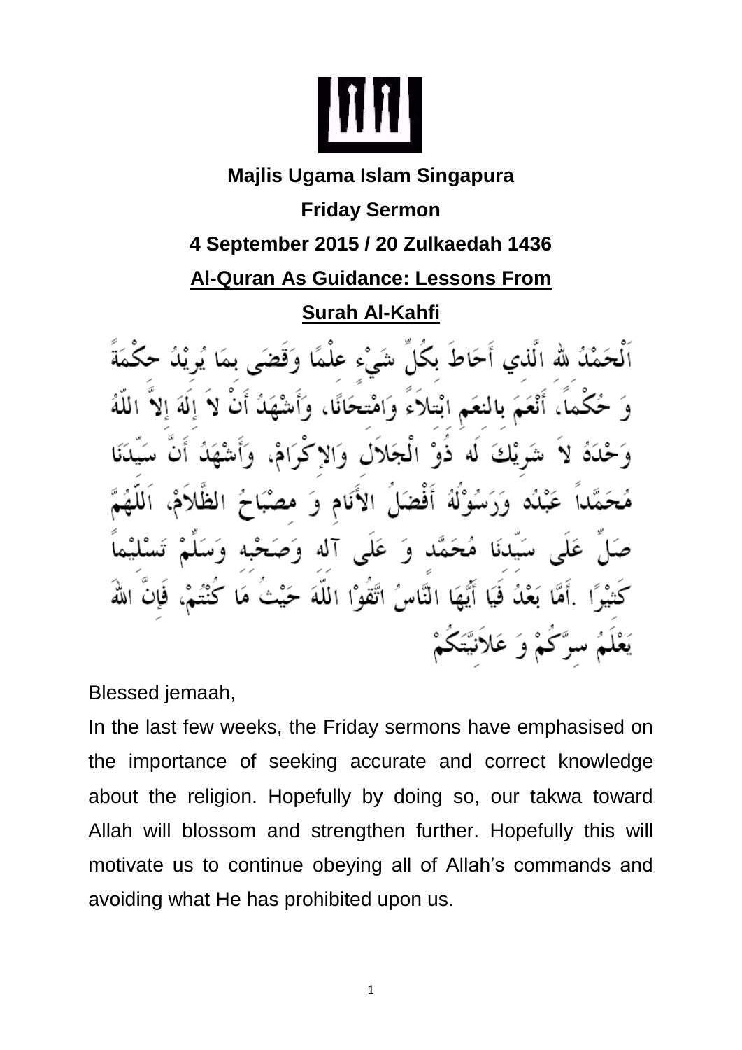**Majlis Ugama Islam Singapura**

**Friday Sermon**

**4 September 2015 / 20 Zulkaedah 1436**

## Al-Quran As Guidance: Lessons From Surah Al-Kahfi

اَلْحَمْدُ للهِ الَّذِي أَحَاطَ بِكُلِّ شَيْءٍ عِلْمًا وَقَضَى بِمَا يُرِيْدُ حِكْمَةً وَ حُكْماً، أَنْعَمَ بِالنِعَمِ ابْتِلاَءً وَامْتِحَانًا، وَأَشْهَدُ أَنْ لاَ إِلَهَ إِلاَّ اللّهُ وَحْدَهُ لاَ شَرِيْكَ لَه ذُوْ الْجَلاَلِ وَالإِكْرَامْ، وَأَشْهَدُ أَنَّ سَيِّدَنَا مُحَمَّداً عَبْدُه وَرَسُوْلُهُ أَفْضَلُ الأَنَامِ وَ مِصْبَاحُ الظَّلاَمْ، اَللَّهُمَّ صَلِّ عَلَى سَيِّدنَا مُحَمَّد وَ عَلَى آله وَصَحْبِه وَسَلِّمْ تَسْلِيْماً كَثِيْرًا .أَمَّا بَعْدُ فَيَا أَيُّهَا النَّاسُ اتَّقُوْا اللّهَ حَيْثُ مَا كُنْتُمْ، فَإِنَّ اللهَ يَعْلَمُ سِرَّكُمْ وَ عَلاَنِيَّتَكُمْ

Blessed jemaah,

In the last few weeks, the Friday sermons have emphasised on the importance of seeking accurate and correct knowledge about the religion. Hopefully by doing so, our takwa toward Allah will blossom and strengthen further. Hopefully this will motivate us to continue obeying all of Allah's commands and avoiding what He has prohibited upon us.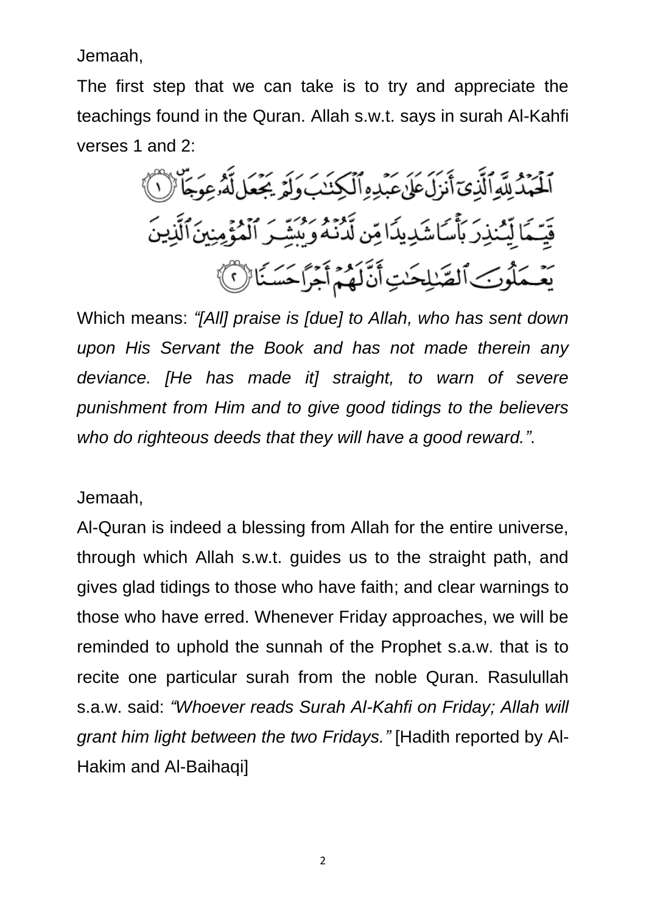Jemaah,

The first step that we can take is to try and appreciate the teachings found in the Quran. Allah s.w.t. says in surah Al-Kahfi verses 1 and 2:

ٱلۡحَمۡدُ لِلَّهِ ٱلَّذِيٓ أَنزَلَ عَلَىٰ عَبۡدِهِ ٱلۡكِتَٰبَ وَلَمۡ يَجۡعَل لَّهُۥ عِوَجَاۜ ﴿١﴾ قَيِّمٗا لِّيُنذِرَ بَأۡسٗا شَدِيدٗا مِّن لَّدُنۡهُ وَيُبَشِّرَ ٱلۡمُؤۡمِنِينَ ٱلَّذِينَ يَعۡمَلُونَ ٱلصَّٰلِحَٰتِ أَنَّ لَهُمۡ أَجۡرًا حَسَنٗا ﴿٢﴾

Which means: *"[All] praise is [due] to Allah, who has sent down upon His Servant the Book and has not made therein any deviance. [He has made it] straight, to warn of severe punishment from Him and to give good tidings to the believers who do righteous deeds that they will have a good reward."*.

Jemaah,

Al-Quran is indeed a blessing from Allah for the entire universe, through which Allah s.w.t. guides us to the straight path, and gives glad tidings to those who have faith; and clear warnings to those who have erred. Whenever Friday approaches, we will be reminded to uphold the sunnah of the Prophet s.a.w. that is to recite one particular surah from the noble Quran. Rasulullah s.a.w. said: *"Whoever reads Surah Al-Kahfi on Friday; Allah will grant him light between the two Fridays."* [Hadith reported by Al-Hakim and Al-Baihaqi]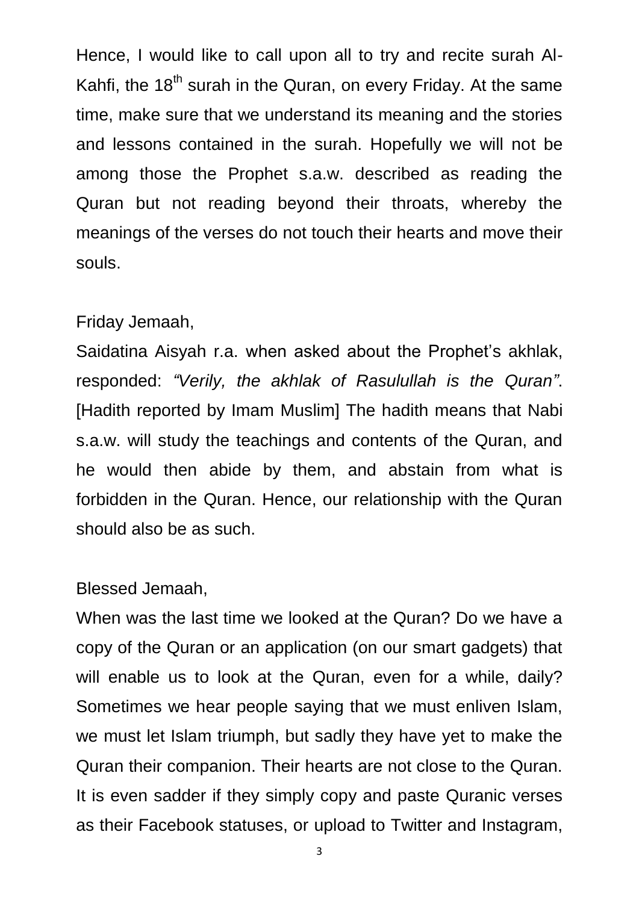Hence, I would like to call upon all to try and recite surah Al-Kahfi, the 18th surah in the Quran, on every Friday. At the same time, make sure that we understand its meaning and the stories and lessons contained in the surah. Hopefully we will not be among those the Prophet s.a.w. described as reading the Quran but not reading beyond their throats, whereby the meanings of the verses do not touch their hearts and move their souls.

Friday Jemaah,

Saidatina Aisyah r.a. when asked about the Prophet's akhlak, responded: *"Verily, the akhlak of Rasulullah is the Quran"*. [Hadith reported by Imam Muslim] The hadith means that Nabi s.a.w. will study the teachings and contents of the Quran, and he would then abide by them, and abstain from what is forbidden in the Quran. Hence, our relationship with the Quran should also be as such.

Blessed Jemaah,

When was the last time we looked at the Quran? Do we have a copy of the Quran or an application (on our smart gadgets) that will enable us to look at the Quran, even for a while, daily? Sometimes we hear people saying that we must enliven Islam, we must let Islam triumph, but sadly they have yet to make the Quran their companion. Their hearts are not close to the Quran. It is even sadder if they simply copy and paste Quranic verses as their Facebook statuses, or upload to Twitter and Instagram,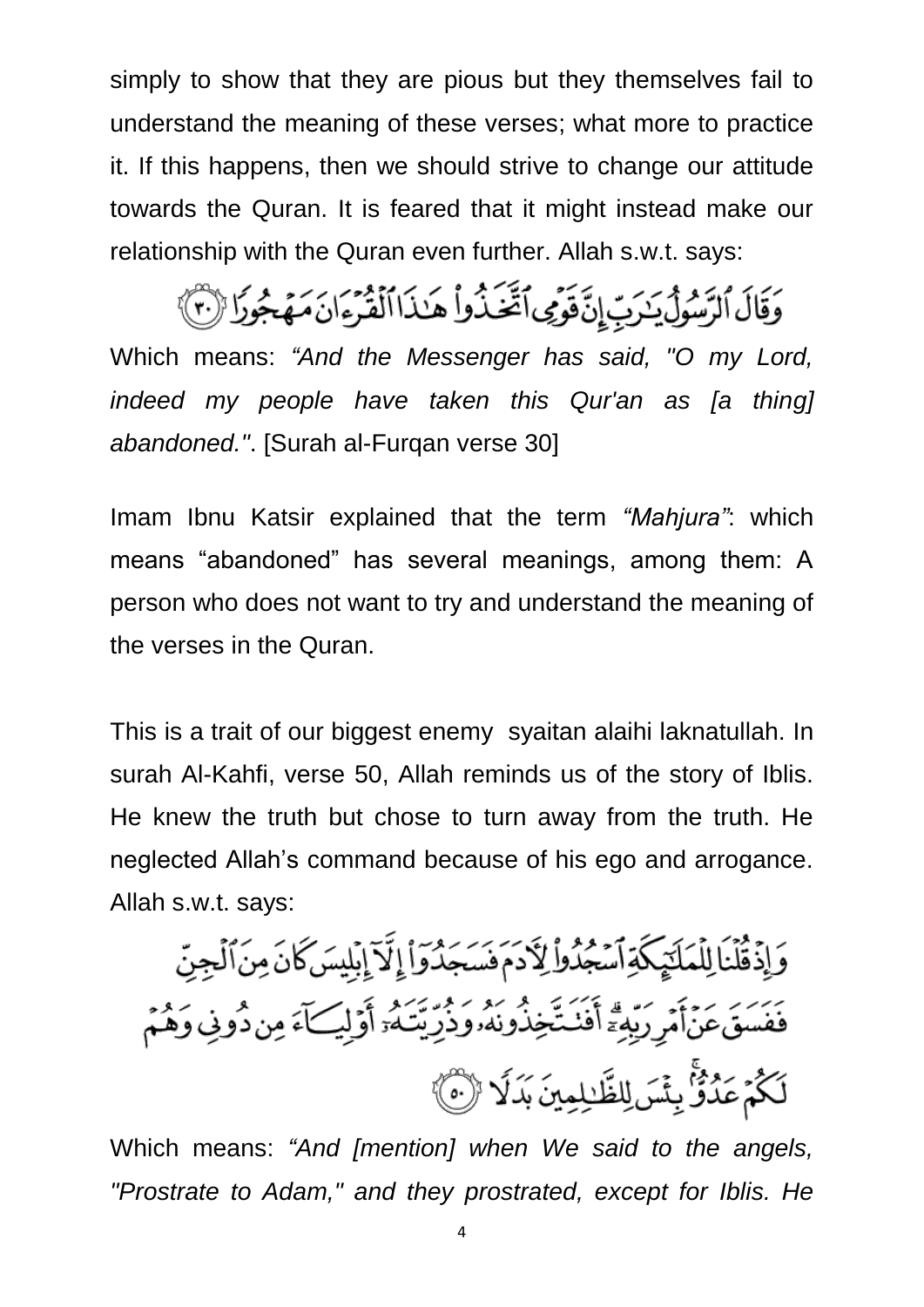simply to show that they are pious but they themselves fail to understand the meaning of these verses; what more to practice it. If this happens, then we should strive to change our attitude towards the Quran. It is feared that it might instead make our relationship with the Quran even further. Allah s.w.t. says:

وَقَالَ ٱلرَّسُولُ يَـٰرَبِّ إِنَّ قَوْمِى ٱتَّخَذُواْ هَـٰذَا ٱلْقُرْءَانَ مَهْجُورًا ﴿٣٠﴾

Which means: *"And the Messenger has said, "O my Lord, indeed my people have taken this Qur'an as [a thing] abandoned."*. [Surah al-Furqan verse 30]

Imam Ibnu Katsir explained that the term *"Mahjura"*: which means "abandoned" has several meanings, among them: A person who does not want to try and understand the meaning of the verses in the Quran.

This is a trait of our biggest enemy syaitan alaihi laknatullah. In surah Al-Kahfi, verse 50, Allah reminds us of the story of Iblis. He knew the truth but chose to turn away from the truth. He neglected Allah's command because of his ego and arrogance. Allah s.w.t. says:

وَإِذْ قُلْنَا لِلْمَلَـٰٓئِكَةِ ٱسْجُدُواْ لِءَادَمَ فَسَجَدُوٓاْ إِلَّآ إِبْلِيسَ كَانَ مِنَ ٱلْجِنِّ فَفَسَقَ عَنْ أَمْرِ رَبِّهِۦٓ ۗ أَفَتَتَّخِذُونَهُۥ وَذُرِّيَّتَهُۥٓ أَوْلِيَآءَ مِن دُونِى وَهُمْ لَكُمْ عَدُوٌّۢ ۚ بِئْسَ لِلظَّـٰلِمِينَ بَدَلًا ﴿٥٠﴾

Which means: *"And [mention] when We said to the angels, "Prostrate to Adam," and they prostrated, except for Iblis. He*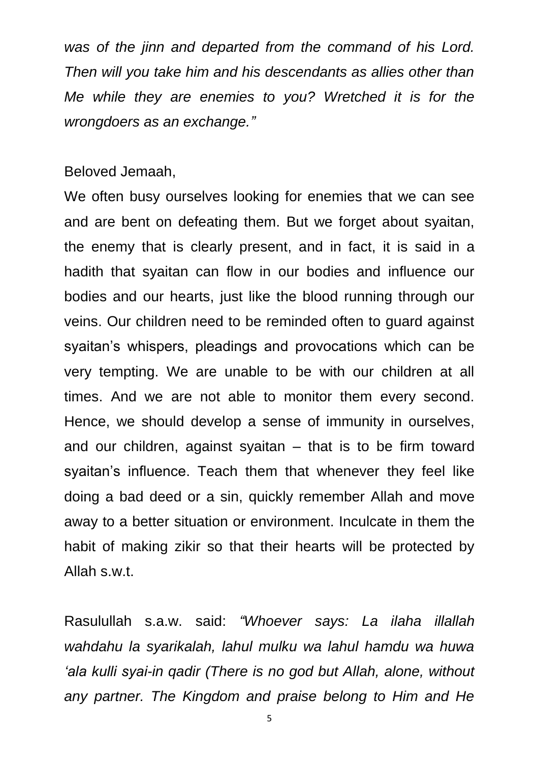*was of the jinn and departed from the command of his Lord. Then will you take him and his descendants as allies other than Me while they are enemies to you? Wretched it is for the wrongdoers as an exchange."*

Beloved Jemaah,

We often busy ourselves looking for enemies that we can see and are bent on defeating them. But we forget about syaitan, the enemy that is clearly present, and in fact, it is said in a hadith that syaitan can flow in our bodies and influence our bodies and our hearts, just like the blood running through our veins. Our children need to be reminded often to guard against syaitan's whispers, pleadings and provocations which can be very tempting. We are unable to be with our children at all times. And we are not able to monitor them every second. Hence, we should develop a sense of immunity in ourselves, and our children, against syaitan – that is to be firm toward syaitan's influence. Teach them that whenever they feel like doing a bad deed or a sin, quickly remember Allah and move away to a better situation or environment. Inculcate in them the habit of making zikir so that their hearts will be protected by Allah s.w.t.

Rasulullah s.a.w. said: *"Whoever says: La ilaha illallah wahdahu la syarikalah, lahul mulku wa lahul hamdu wa huwa 'ala kulli syai-in qadir (There is no god but Allah, alone, without any partner. The Kingdom and praise belong to Him and He*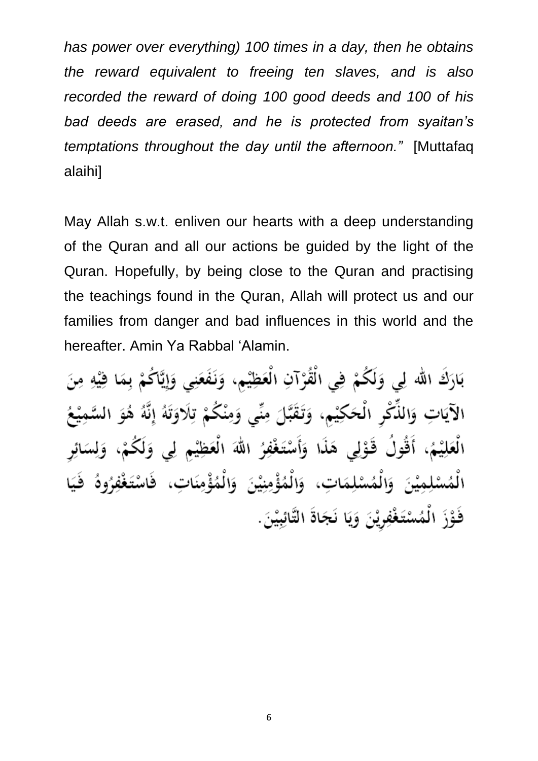*has power over everything) 100 times in a day, then he obtains the reward equivalent to freeing ten slaves, and is also recorded the reward of doing 100 good deeds and 100 of his bad deeds are erased, and he is protected from syaitan's temptations throughout the day until the afternoon."* [Muttafaq alaihi]

May Allah s.w.t. enliven our hearts with a deep understanding of the Quran and all our actions be guided by the light of the Quran. Hopefully, by being close to the Quran and practising the teachings found in the Quran, Allah will protect us and our families from danger and bad influences in this world and the hereafter. Amin Ya Rabbal 'Alamin.

بَارَكَ اللهُ لِي وَلَكُمْ فِي الْقُرْآنِ الْعَظِيْمِ، وَنَفَعَنِي وَإِيَّاكُمْ بِمَا فِيْهِ مِنَ الآيَاتِ وَالذِّكْرِ الْحَكِيْمِ، وَتَقَبَّلَ مِنِّي وَمِنْكُمْ تِلَاوَتَهُ إِنَّهُ هُوَ السَّمِيْعُ الْعَلِيْمُ، أَقُولُ قَوْلِي هَذَا وَأَسْتَغْفِرُ اللهَ الْعَظِيْمَ لِي وَلَكُمْ، وَلِسَائِرِ الْمُسْلِمِيْنَ وَالْمُسْلِمَاتِ، وَالْمُؤْمِنِيْنَ وَالْمُؤْمِنَاتِ، فَاسْتَغْفِرُوهُ فَيَا فَوْزَ الْمُسْتَغْفِرِيْنَ وَيَا نَجَاةَ التَّائِبِيْنَ.